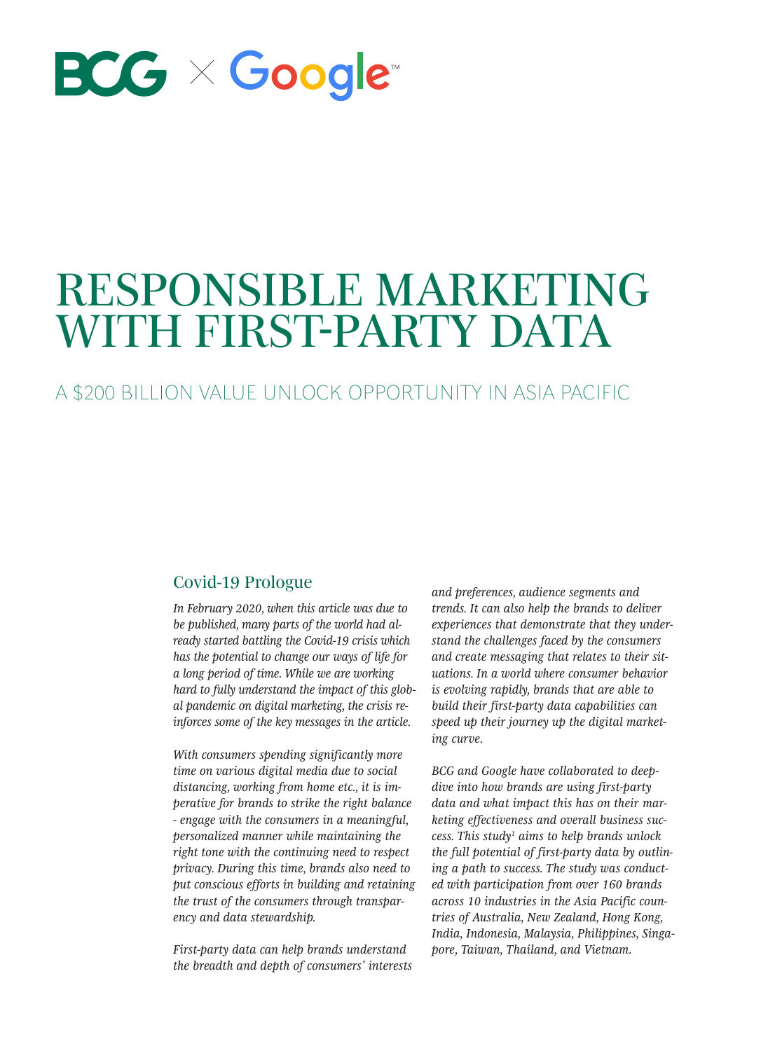BCG × Google

# RESPONSIBLE MARKETING WITH FIRST-PARTY DATA

## A $200 BILLION VALUE UNLOCK OPPORTUNITY IN ASIA PACIFIC

### Covid-19 Prologue

*In February 2020, when this article was due to be published, many parts of the world had already started battling the Covid-19 crisis which has the potential to change our ways of life for a long period of time. While we are working hard to fully understand the impact of this global pandemic on digital marketing, the crisis reinforces some of the key messages in the article.*

*With consumers spending significantly more time on various digital media due to social distancing, working from home etc., it is imperative for brands to strike the right balance - engage with the consumers in a meaningful, personalized manner while maintaining the right tone with the continuing need to respect privacy. During this time, brands also need to put conscious efforts in building and retaining the trust of the consumers through transparency and data stewardship.*

*First-party data can help brands understand the breadth and depth of consumers' interests and preferences, audience segments and trends. It can also help the brands to deliver experiences that demonstrate that they understand the challenges faced by the consumers and create messaging that relates to their situations. In a world where consumer behavior is evolving rapidly, brands that are able to build their first-party data capabilities can speed up their journey up the digital marketing curve.*

*BCG and Google have collaborated to deep-dive into how brands are using first-party data and what impact this has on their marketing effectiveness and overall business success. This study[1] aims to help brands unlock the full potential of first-party data by outlining a path to success. The study was conducted with participation from over 160 brands across 10 industries in the Asia Pacific countries of Australia, New Zealand, Hong Kong, India, Indonesia, Malaysia, Philippines, Singapore, Taiwan, Thailand, and Vietnam.*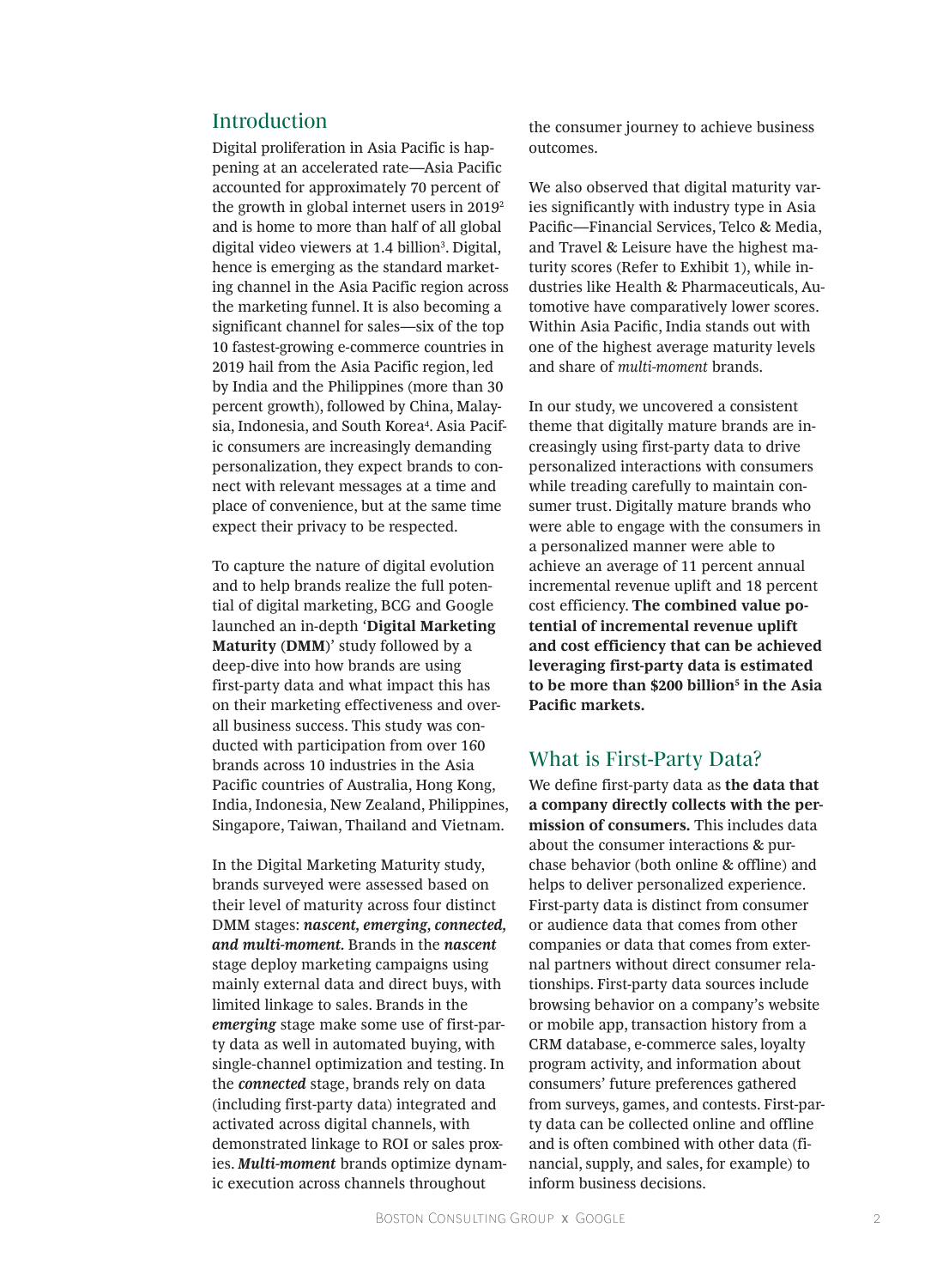## Introduction

Digital proliferation in Asia Pacific is happening at an accelerated rate—Asia Pacific accounted for approximately 70 percent of the growth in global internet users in 2019[2] and is home to more than half of all global digital video viewers at 1.4 billion[3]. Digital, hence is emerging as the standard marketing channel in the Asia Pacific region across the marketing funnel. It is also becoming a significant channel for sales—six of the top 10 fastest-growing e-commerce countries in 2019 hail from the Asia Pacific region, led by India and the Philippines (more than 30 percent growth), followed by China, Malaysia, Indonesia, and South Korea[4]. Asia Pacific consumers are increasingly demanding personalization, they expect brands to connect with relevant messages at a time and place of convenience, but at the same time expect their privacy to be respected.

To capture the nature of digital evolution and to help brands realize the full potential of digital marketing, BCG and Google launched an in-depth '**Digital Marketing Maturity** (**DMM**)' study followed by a deep-dive into how brands are using first-party data and what impact this has on their marketing effectiveness and overall business success. This study was conducted with participation from over 160 brands across 10 industries in the Asia Pacific countries of Australia, Hong Kong, India, Indonesia, New Zealand, Philippines, Singapore, Taiwan, Thailand and Vietnam.

In the Digital Marketing Maturity study, brands surveyed were assessed based on their level of maturity across four distinct DMM stages: ***nascent, emerging, connected, and multi-moment.*** Brands in the ***nascent*** stage deploy marketing campaigns using mainly external data and direct buys, with limited linkage to sales. Brands in the ***emerging*** stage make some use of first-party data as well in automated buying, with single-channel optimization and testing. In the ***connected*** stage, brands rely on data (including first-party data) integrated and activated across digital channels, with demonstrated linkage to ROI or sales proxies. ***Multi-moment*** brands optimize dynamic execution across channels throughout the consumer journey to achieve business outcomes.

We also observed that digital maturity varies significantly with industry type in Asia Pacific—Financial Services, Telco & Media, and Travel & Leisure have the highest maturity scores (Refer to Exhibit 1), while industries like Health & Pharmaceuticals, Automotive have comparatively lower scores. Within Asia Pacific, India stands out with one of the highest average maturity levels and share of *multi-moment* brands.

In our study, we uncovered a consistent theme that digitally mature brands are increasingly using first-party data to drive personalized interactions with consumers while treading carefully to maintain consumer trust. Digitally mature brands who were able to engage with the consumers in a personalized manner were able to achieve an average of 11 percent annual incremental revenue uplift and 18 percent cost efficiency. **The combined value potential of incremental revenue uplift and cost efficiency that can be achieved leveraging first-party data is estimated to be more than $200 billion[5] in the Asia Pacific markets.**

## What is First-Party Data?

We define first-party data as **the data that a company directly collects with the permission of consumers.** This includes data about the consumer interactions & purchase behavior (both online & offline) and helps to deliver personalized experience. First-party data is distinct from consumer or audience data that comes from other companies or data that comes from external partners without direct consumer relationships. First-party data sources include browsing behavior on a company's website or mobile app, transaction history from a CRM database, e-commerce sales, loyalty program activity, and information about consumers' future preferences gathered from surveys, games, and contests. First-party data can be collected online and offline and is often combined with other data (financial, supply, and sales, for example) to inform business decisions.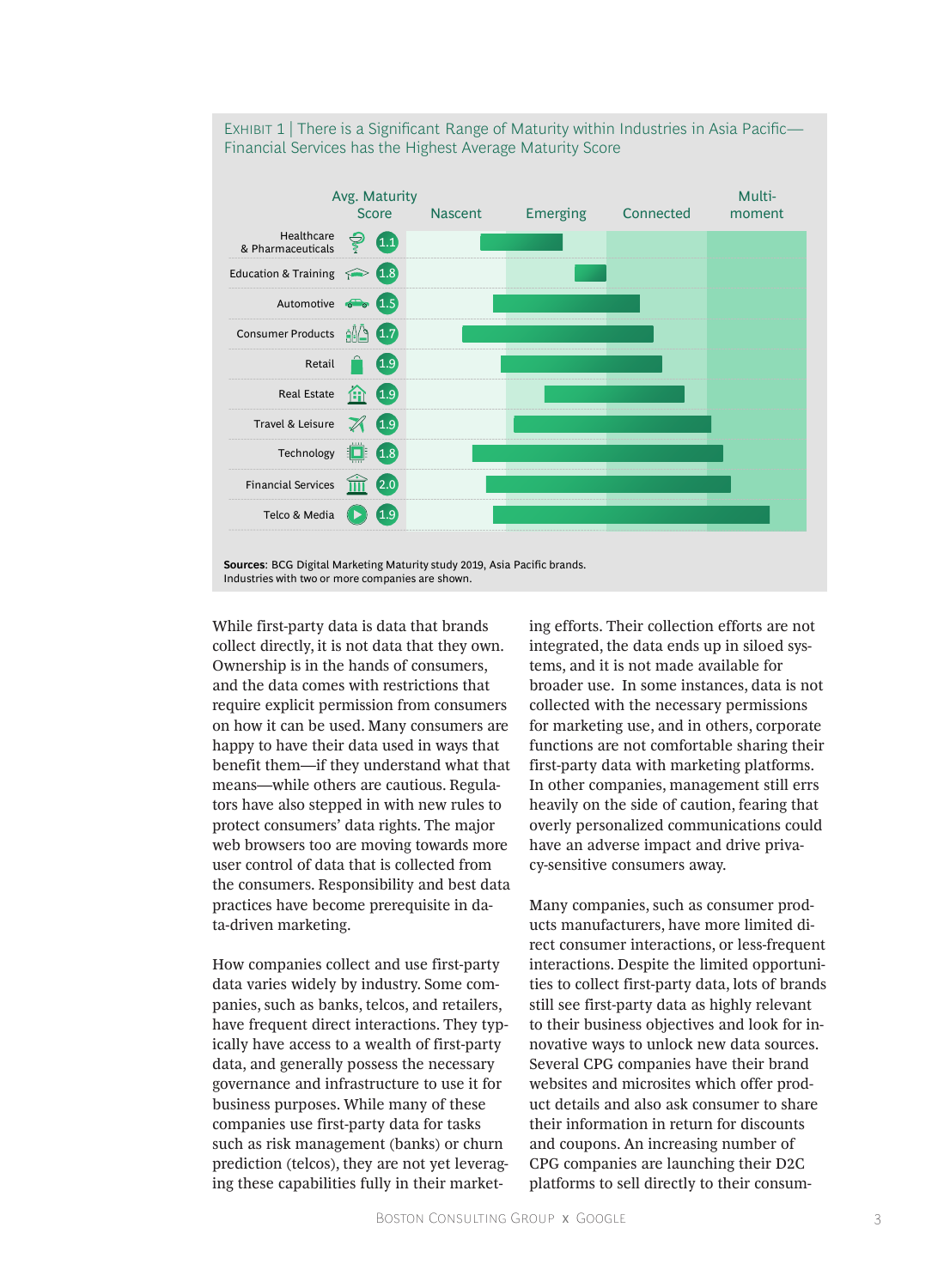EXHIBIT 1 | There is a Significant Range of Maturity within Industries in Asia Pacific—Financial Services has the Highest Average Maturity Score

| Industry | Avg. Maturity Score |
|---|---|
| Healthcare & Pharmaceuticals | 1.1 |
| Education & Training | 1.8 |
| Automotive | 1.5 |
| Consumer Products | 1.7 |
| Retail | 1.9 |
| Real Estate | 1.9 |
| Travel & Leisure | 1.9 |
| Technology | 1.8 |
| Financial Services | 2.0 |
| Telco & Media | 1.9 |

Maturity stages: Nascent, Emerging, Connected, Multi-moment

**Sources**: BCG Digital Marketing Maturity study 2019, Asia Pacific brands.
Industries with two or more companies are shown.

While first-party data is data that brands collect directly, it is not data that they own. Ownership is in the hands of consumers, and the data comes with restrictions that require explicit permission from consumers on how it can be used. Many consumers are happy to have their data used in ways that benefit them—if they understand what that means—while others are cautious. Regulators have also stepped in with new rules to protect consumers' data rights. The major web browsers too are moving towards more user control of data that is collected from the consumers. Responsibility and best data practices have become prerequisite in data-driven marketing.

How companies collect and use first-party data varies widely by industry. Some companies, such as banks, telcos, and retailers, have frequent direct interactions. They typically have access to a wealth of first-party data, and generally possess the necessary governance and infrastructure to use it for business purposes. While many of these companies use first-party data for tasks such as risk management (banks) or churn prediction (telcos), they are not yet leveraging these capabilities fully in their marketing efforts. Their collection efforts are not integrated, the data ends up in siloed systems, and it is not made available for broader use. In some instances, data is not collected with the necessary permissions for marketing use, and in others, corporate functions are not comfortable sharing their first-party data with marketing platforms. In other companies, management still errs heavily on the side of caution, fearing that overly personalized communications could have an adverse impact and drive privacy-sensitive consumers away.

Many companies, such as consumer products manufacturers, have more limited direct consumer interactions, or less-frequent interactions. Despite the limited opportunities to collect first-party data, lots of brands still see first-party data as highly relevant to their business objectives and look for innovative ways to unlock new data sources. Several CPG companies have their brand websites and microsites which offer product details and also ask consumer to share their information in return for discounts and coupons. An increasing number of CPG companies are launching their D2C platforms to sell directly to their consum-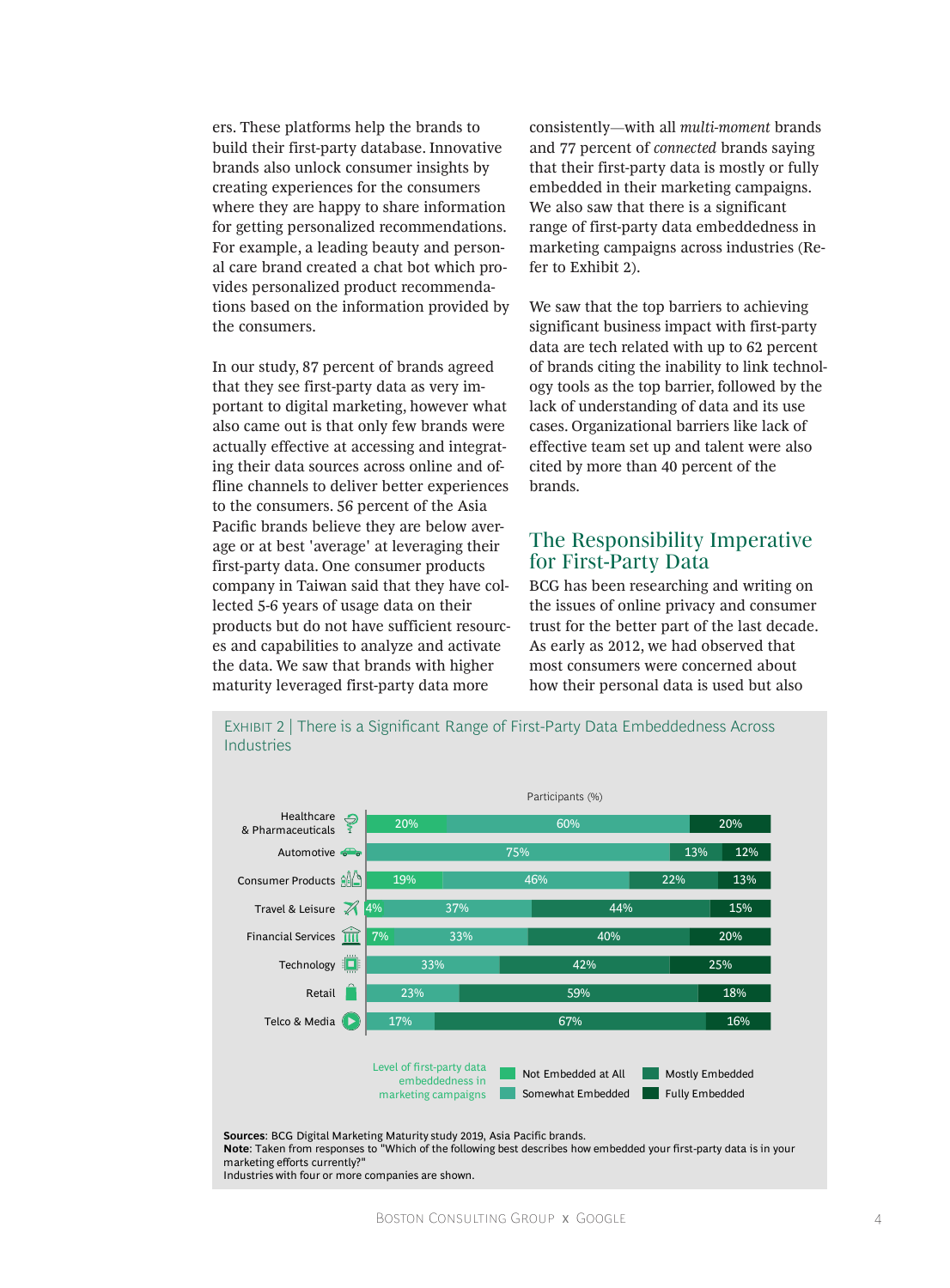ers. These platforms help the brands to build their first-party database. Innovative brands also unlock consumer insights by creating experiences for the consumers where they are happy to share information for getting personalized recommendations. For example, a leading beauty and personal care brand created a chat bot which provides personalized product recommendations based on the information provided by the consumers.

In our study, 87 percent of brands agreed that they see first-party data as very important to digital marketing, however what also came out is that only few brands were actually effective at accessing and integrating their data sources across online and offline channels to deliver better experiences to the consumers. 56 percent of the Asia Pacific brands believe they are below average or at best 'average' at leveraging their first-party data. One consumer products company in Taiwan said that they have collected 5-6 years of usage data on their products but do not have sufficient resources and capabilities to analyze and activate the data. We saw that brands with higher maturity leveraged first-party data more consistently—with all *multi-moment* brands and 77 percent of *connected* brands saying that their first-party data is mostly or fully embedded in their marketing campaigns. We also saw that there is a significant range of first-party data embeddedness in marketing campaigns across industries (Refer to Exhibit 2).

We saw that the top barriers to achieving significant business impact with first-party data are tech related with up to 62 percent of brands citing the inability to link technology tools as the top barrier, followed by the lack of understanding of data and its use cases. Organizational barriers like lack of effective team set up and talent were also cited by more than 40 percent of the brands.

## The Responsibility Imperative for First-Party Data

BCG has been researching and writing on the issues of online privacy and consumer trust for the better part of the last decade. As early as 2012, we had observed that most consumers were concerned about how their personal data is used but also

Exhibit 2 | There is a Significant Range of First-Party Data Embeddedness Across Industries

Participants (%) — Level of first-party data embeddedness in marketing campaigns

| Industry | Not Embedded at All | Somewhat Embedded | Mostly Embedded | Fully Embedded |
|---|---|---|---|---|
| Healthcare & Pharmaceuticals | 20% | 60% | | 20% |
| Automotive | | 75% | 13% | 12% |
| Consumer Products | 19% | 46% | 22% | 13% |
| Travel & Leisure | 4% | 37% | 44% | 15% |
| Financial Services | 7% | 33% | 40% | 20% |
| Technology | | 33% | 42% | 25% |
| Retail | | 23% | 59% | 18% |
| Telco & Media | | 17% | 67% | 16% |

**Sources**: BCG Digital Marketing Maturity study 2019, Asia Pacific brands.
**Note**: Taken from responses to "Which of the following best describes how embedded your first-party data is in your marketing efforts currently?"
Industries with four or more companies are shown.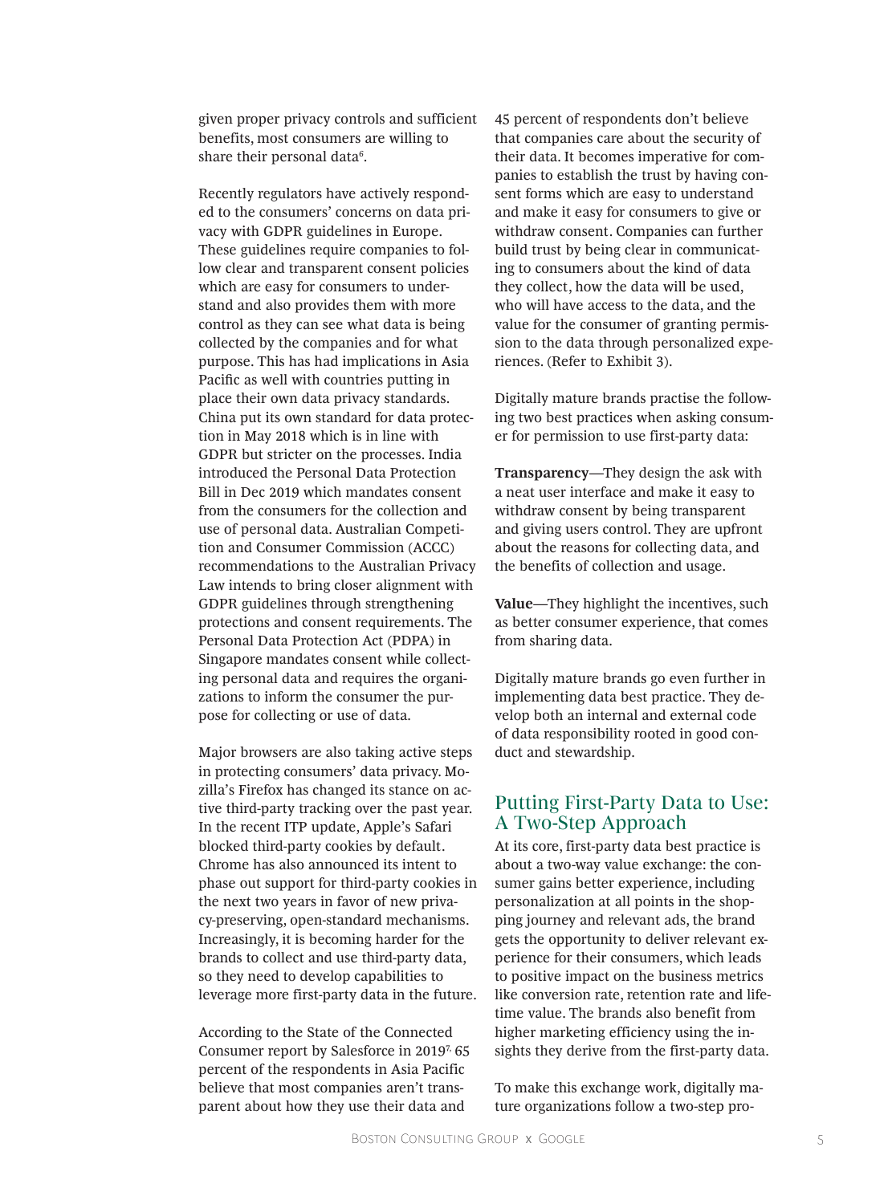given proper privacy controls and sufficient benefits, most consumers are willing to share their personal data[6].

Recently regulators have actively responded to the consumers' concerns on data privacy with GDPR guidelines in Europe. These guidelines require companies to follow clear and transparent consent policies which are easy for consumers to understand and also provides them with more control as they can see what data is being collected by the companies and for what purpose. This has had implications in Asia Pacific as well with countries putting in place their own data privacy standards. China put its own standard for data protection in May 2018 which is in line with GDPR but stricter on the processes. India introduced the Personal Data Protection Bill in Dec 2019 which mandates consent from the consumers for the collection and use of personal data. Australian Competition and Consumer Commission (ACCC) recommendations to the Australian Privacy Law intends to bring closer alignment with GDPR guidelines through strengthening protections and consent requirements. The Personal Data Protection Act (PDPA) in Singapore mandates consent while collecting personal data and requires the organizations to inform the consumer the purpose for collecting or use of data.

Major browsers are also taking active steps in protecting consumers' data privacy. Mozilla's Firefox has changed its stance on active third-party tracking over the past year. In the recent ITP update, Apple's Safari blocked third-party cookies by default. Chrome has also announced its intent to phase out support for third-party cookies in the next two years in favor of new privacy-preserving, open-standard mechanisms. Increasingly, it is becoming harder for the brands to collect and use third-party data, so they need to develop capabilities to leverage more first-party data in the future.

According to the State of the Connected Consumer report by Salesforce in 2019[7,] 65 percent of the respondents in Asia Pacific believe that most companies aren't transparent about how they use their data and 45 percent of respondents don't believe that companies care about the security of their data. It becomes imperative for companies to establish the trust by having consent forms which are easy to understand and make it easy for consumers to give or withdraw consent. Companies can further build trust by being clear in communicating to consumers about the kind of data they collect, how the data will be used, who will have access to the data, and the value for the consumer of granting permission to the data through personalized experiences. (Refer to Exhibit 3).

Digitally mature brands practise the following two best practices when asking consumer for permission to use first-party data:

**Transparency**—They design the ask with a neat user interface and make it easy to withdraw consent by being transparent and giving users control. They are upfront about the reasons for collecting data, and the benefits of collection and usage.

**Value**—They highlight the incentives, such as better consumer experience, that comes from sharing data.

Digitally mature brands go even further in implementing data best practice. They develop both an internal and external code of data responsibility rooted in good conduct and stewardship.

## Putting First-Party Data to Use: A Two-Step Approach

At its core, first-party data best practice is about a two-way value exchange: the consumer gains better experience, including personalization at all points in the shopping journey and relevant ads, the brand gets the opportunity to deliver relevant experience for their consumers, which leads to positive impact on the business metrics like conversion rate, retention rate and lifetime value. The brands also benefit from higher marketing efficiency using the insights they derive from the first-party data.

To make this exchange work, digitally mature organizations follow a two-step pro-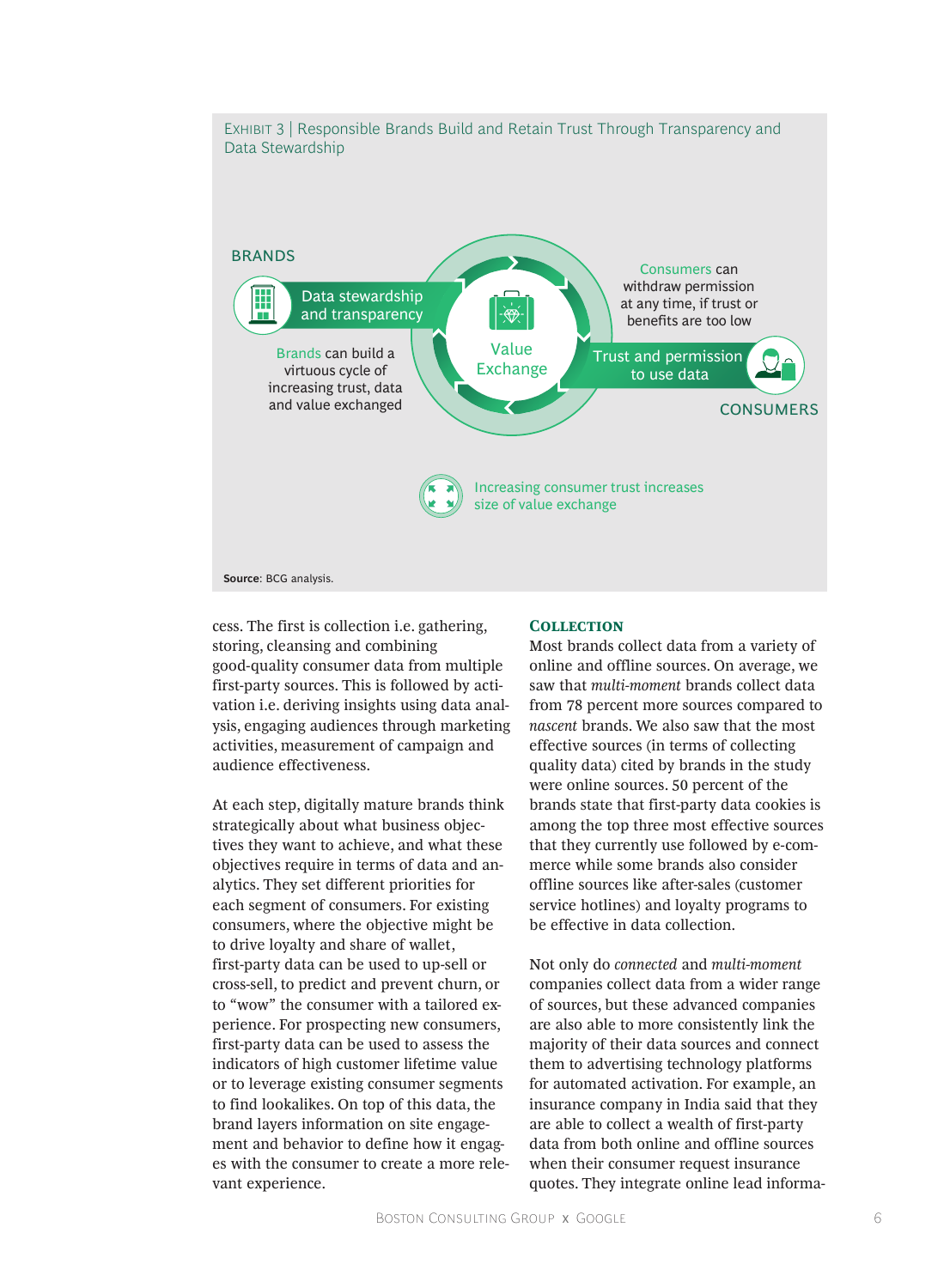EXHIBIT 3 | Responsible Brands Build and Retain Trust Through Transparency and Data Stewardship

BRANDS

Data stewardship and transparency

Brands can build a virtuous cycle of increasing trust, data and value exchanged

Value Exchange

Consumers can withdraw permission at any time, if trust or benefits are too low

Trust and permission to use data

CONSUMERS

Increasing consumer trust increases size of value exchange

**Source**: BCG analysis.

cess. The first is collection i.e. gathering, storing, cleansing and combining good-quality consumer data from multiple first-party sources. This is followed by activation i.e. deriving insights using data analysis, engaging audiences through marketing activities, measurement of campaign and audience effectiveness.

At each step, digitally mature brands think strategically about what business objectives they want to achieve, and what these objectives require in terms of data and analytics. They set different priorities for each segment of consumers. For existing consumers, where the objective might be to drive loyalty and share of wallet, first-party data can be used to up-sell or cross-sell, to predict and prevent churn, or to "wow" the consumer with a tailored experience. For prospecting new consumers, first-party data can be used to assess the indicators of high customer lifetime value or to leverage existing consumer segments to find lookalikes. On top of this data, the brand layers information on site engagement and behavior to define how it engages with the consumer to create a more relevant experience.

### Collection

Most brands collect data from a variety of online and offline sources. On average, we saw that *multi-moment* brands collect data from 78 percent more sources compared to *nascent* brands. We also saw that the most effective sources (in terms of collecting quality data) cited by brands in the study were online sources. 50 percent of the brands state that first-party data cookies is among the top three most effective sources that they currently use followed by e-commerce while some brands also consider offline sources like after-sales (customer service hotlines) and loyalty programs to be effective in data collection.

Not only do *connected* and *multi-moment* companies collect data from a wider range of sources, but these advanced companies are also able to more consistently link the majority of their data sources and connect them to advertising technology platforms for automated activation. For example, an insurance company in India said that they are able to collect a wealth of first-party data from both online and offline sources when their consumer request insurance quotes. They integrate online lead informa-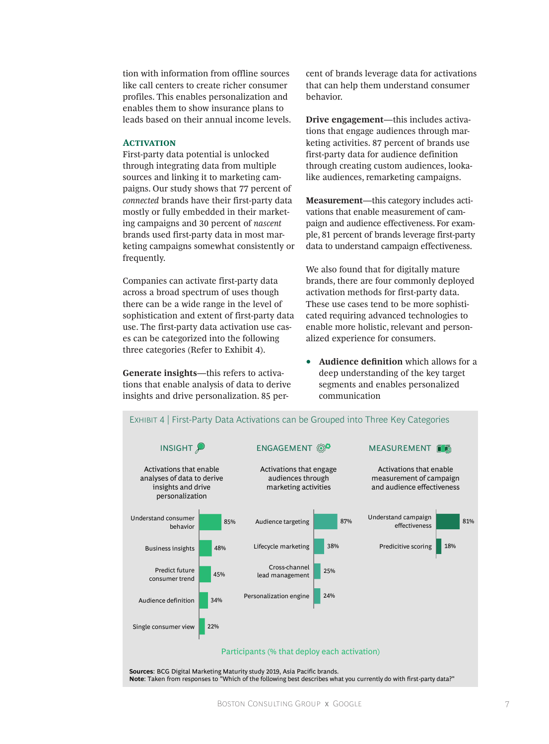tion with information from offline sources like call centers to create richer consumer profiles. This enables personalization and enables them to show insurance plans to leads based on their annual income levels.

### Activation

First-party data potential is unlocked through integrating data from multiple sources and linking it to marketing campaigns. Our study shows that 77 percent of *connected* brands have their first-party data mostly or fully embedded in their marketing campaigns and 30 percent of *nascent* brands used first-party data in most marketing campaigns somewhat consistently or frequently.

Companies can activate first-party data across a broad spectrum of uses though there can be a wide range in the level of sophistication and extent of first-party data use. The first-party data activation use cases can be categorized into the following three categories (Refer to Exhibit 4).

**Generate insights**—this refers to activations that enable analysis of data to derive insights and drive personalization. 85 percent of brands leverage data for activations that can help them understand consumer behavior.

**Drive engagement**—this includes activations that engage audiences through marketing activities. 87 percent of brands use first-party data for audience definition through creating custom audiences, lookalike audiences, remarketing campaigns.

**Measurement**—this category includes activations that enable measurement of campaign and audience effectiveness. For example, 81 percent of brands leverage first-party data to understand campaign effectiveness.

We also found that for digitally mature brands, there are four commonly deployed activation methods for first-party data. These use cases tend to be more sophisticated requiring advanced technologies to enable more holistic, relevant and personalized experience for consumers.

- **Audience definition** which allows for a deep understanding of the key target segments and enables personalized communication

EXHIBIT 4 | First-Party Data Activations can be Grouped into Three Key Categories

**INSIGHT** — Activations that enable analyses of data to derive insights and drive personalization

| Activation | Participants (% that deploy each activation) |
| --- | --- |
| Understand consumer behavior | 85% |
| Business insights | 48% |
| Predict future consumer trend | 45% |
| Audience definition | 34% |
| Single consumer view | 22% |

**ENGAGEMENT** — Activations that engage audiences through marketing activities

| Activation | Participants (% that deploy each activation) |
| --- | --- |
| Audience targeting | 87% |
| Lifecycle marketing | 38% |
| Cross-channel lead management | 25% |
| Personalization engine | 24% |

**MEASUREMENT** — Activations that enable measurement of campaign and audience effectiveness

| Activation | Participants (% that deploy each activation) |
| --- | --- |
| Understand campaign effectiveness | 81% |
| Predicitive scoring | 18% |

**Sources**: BCG Digital Marketing Maturity study 2019, Asia Pacific brands.
**Note**: Taken from responses to "Which of the following best describes what you currently do with first-party data?"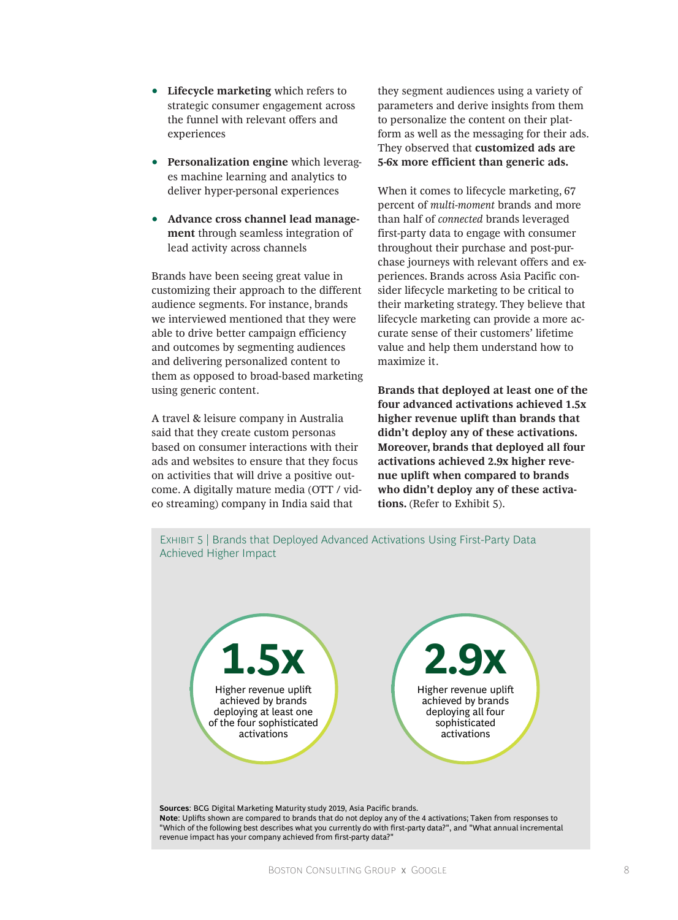- **Lifecycle marketing** which refers to strategic consumer engagement across the funnel with relevant offers and experiences

- **Personalization engine** which leverages machine learning and analytics to deliver hyper-personal experiences

- **Advance cross channel lead management** through seamless integration of lead activity across channels

Brands have been seeing great value in customizing their approach to the different audience segments. For instance, brands we interviewed mentioned that they were able to drive better campaign efficiency and outcomes by segmenting audiences and delivering personalized content to them as opposed to broad-based marketing using generic content.

A travel & leisure company in Australia said that they create custom personas based on consumer interactions with their ads and websites to ensure that they focus on activities that will drive a positive outcome. A digitally mature media (OTT / video streaming) company in India said that they segment audiences using a variety of parameters and derive insights from them to personalize the content on their platform as well as the messaging for their ads. They observed that **customized ads are 5-6x more efficient than generic ads.**

When it comes to lifecycle marketing, 67 percent of *multi-moment* brands and more than half of *connected* brands leveraged first-party data to engage with consumer throughout their purchase and post-purchase journeys with relevant offers and experiences. Brands across Asia Pacific consider lifecycle marketing to be critical to their marketing strategy. They believe that lifecycle marketing can provide a more accurate sense of their customers' lifetime value and help them understand how to maximize it.

**Brands that deployed at least one of the four advanced activations achieved 1.5x higher revenue uplift than brands that didn't deploy any of these activations. Moreover, brands that deployed all four activations achieved 2.9x higher revenue uplift when compared to brands who didn't deploy any of these activations.** (Refer to Exhibit 5).

EXHIBIT 5 | Brands that Deployed Advanced Activations Using First-Party Data Achieved Higher Impact

**1.5x**

Higher revenue uplift achieved by brands deploying at least one of the four sophisticated activations

**2.9x**

Higher revenue uplift achieved by brands deploying all four sophisticated activations

**Sources**: BCG Digital Marketing Maturity study 2019, Asia Pacific brands.
**Note**: Uplifts shown are compared to brands that do not deploy any of the 4 activations; Taken from responses to "Which of the following best describes what you currently do with first-party data?", and "What annual incremental revenue impact has your company achieved from first-party data?"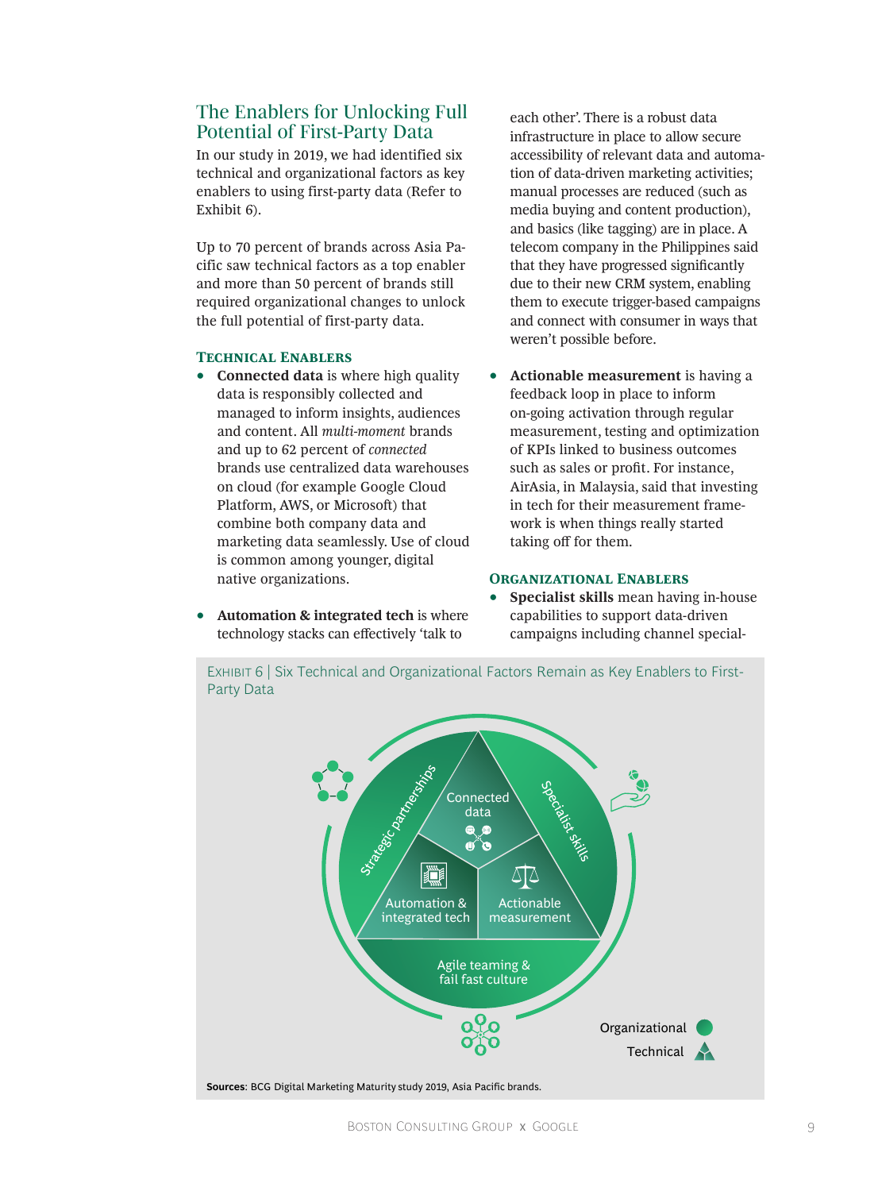## The Enablers for Unlocking Full Potential of First-Party Data

In our study in 2019, we had identified six technical and organizational factors as key enablers to using first-party data (Refer to Exhibit 6).

Up to 70 percent of brands across Asia Pacific saw technical factors as a top enabler and more than 50 percent of brands still required organizational changes to unlock the full potential of first-party data.

### Technical Enablers

- **Connected data** is where high quality data is responsibly collected and managed to inform insights, audiences and content. All *multi-moment* brands and up to 62 percent of *connected* brands use centralized data warehouses on cloud (for example Google Cloud Platform, AWS, or Microsoft) that combine both company data and marketing data seamlessly. Use of cloud is common among younger, digital native organizations.

- **Automation & integrated tech** is where technology stacks can effectively 'talk to each other'. There is a robust data infrastructure in place to allow secure accessibility of relevant data and automation of data-driven marketing activities; manual processes are reduced (such as media buying and content production), and basics (like tagging) are in place. A telecom company in the Philippines said that they have progressed significantly due to their new CRM system, enabling them to execute trigger-based campaigns and connect with consumer in ways that weren't possible before.

- **Actionable measurement** is having a feedback loop in place to inform on-going activation through regular measurement, testing and optimization of KPIs linked to business outcomes such as sales or profit. For instance, AirAsia, in Malaysia, said that investing in tech for their measurement framework is when things really started taking off for them.

### Organizational Enablers

- **Specialist skills** mean having in-house capabilities to support data-driven campaigns including channel special-

Exhibit 6 | Six Technical and Organizational Factors Remain as Key Enablers to First-Party Data

Connected data
Automation & integrated tech
Actionable measurement
Strategic partnerships
Specialist skills
Agile teaming & fail fast culture

Organizational
Technical

**Sources**: BCG Digital Marketing Maturity study 2019, Asia Pacific brands.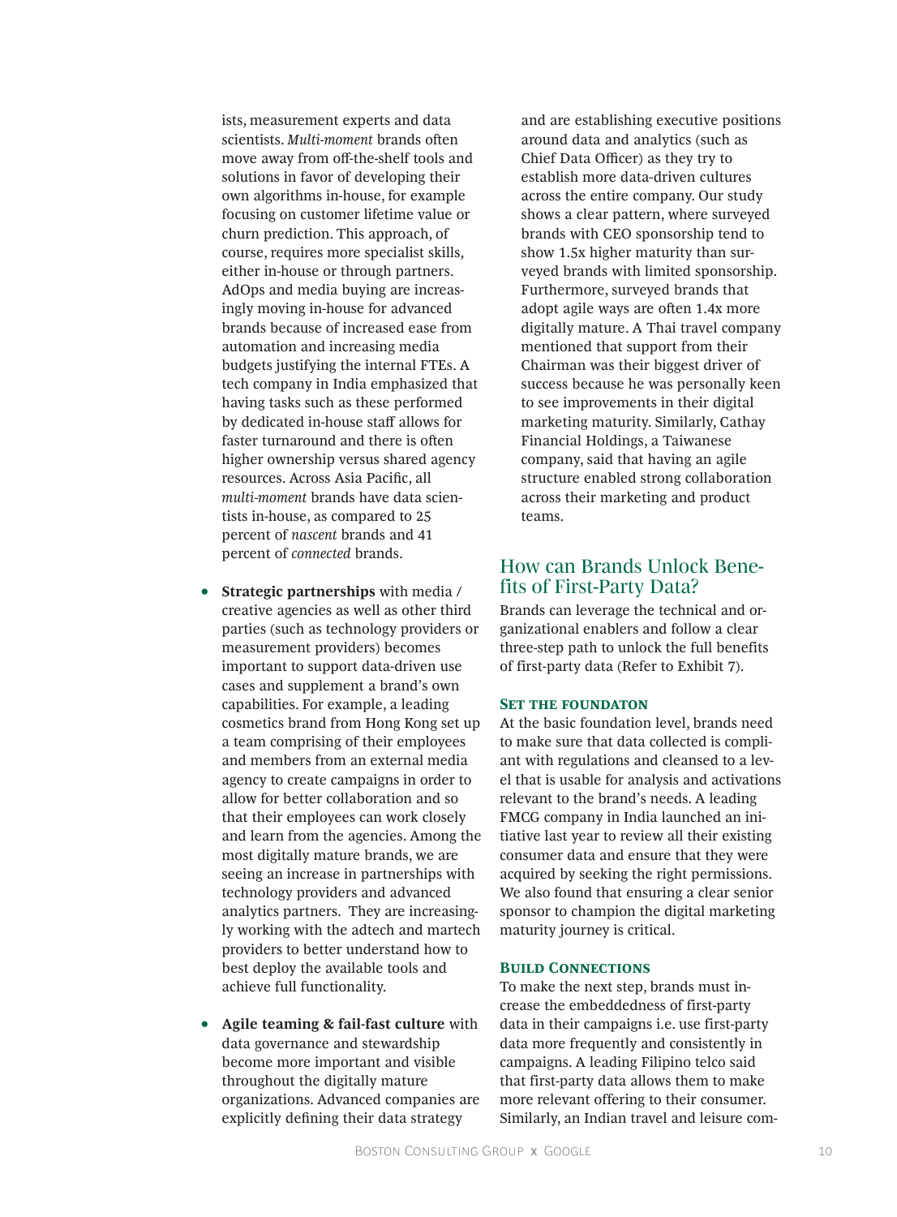ists, measurement experts and data scientists. *Multi-moment* brands often move away from off-the-shelf tools and solutions in favor of developing their own algorithms in-house, for example focusing on customer lifetime value or churn prediction. This approach, of course, requires more specialist skills, either in-house or through partners. AdOps and media buying are increasingly moving in-house for advanced brands because of increased ease from automation and increasing media budgets justifying the internal FTEs. A tech company in India emphasized that having tasks such as these performed by dedicated in-house staff allows for faster turnaround and there is often higher ownership versus shared agency resources. Across Asia Pacific, all *multi-moment* brands have data scientists in-house, as compared to 25 percent of *nascent* brands and 41 percent of *connected* brands.

- **Strategic partnerships** with media / creative agencies as well as other third parties (such as technology providers or measurement providers) becomes important to support data-driven use cases and supplement a brand's own capabilities. For example, a leading cosmetics brand from Hong Kong set up a team comprising of their employees and members from an external media agency to create campaigns in order to allow for better collaboration and so that their employees can work closely and learn from the agencies. Among the most digitally mature brands, we are seeing an increase in partnerships with technology providers and advanced analytics partners. They are increasingly working with the adtech and martech providers to better understand how to best deploy the available tools and achieve full functionality.

- **Agile teaming & fail-fast culture** with data governance and stewardship become more important and visible throughout the digitally mature organizations. Advanced companies are explicitly defining their data strategy and are establishing executive positions around data and analytics (such as Chief Data Officer) as they try to establish more data-driven cultures across the entire company. Our study shows a clear pattern, where surveyed brands with CEO sponsorship tend to show 1.5x higher maturity than surveyed brands with limited sponsorship. Furthermore, surveyed brands that adopt agile ways are often 1.4x more digitally mature. A Thai travel company mentioned that support from their Chairman was their biggest driver of success because he was personally keen to see improvements in their digital marketing maturity. Similarly, Cathay Financial Holdings, a Taiwanese company, said that having an agile structure enabled strong collaboration across their marketing and product teams.

## How can Brands Unlock Benefits of First-Party Data?

Brands can leverage the technical and organizational enablers and follow a clear three-step path to unlock the full benefits of first-party data (Refer to Exhibit 7).

### Set the Foundaton

At the basic foundation level, brands need to make sure that data collected is compliant with regulations and cleansed to a level that is usable for analysis and activations relevant to the brand's needs. A leading FMCG company in India launched an initiative last year to review all their existing consumer data and ensure that they were acquired by seeking the right permissions. We also found that ensuring a clear senior sponsor to champion the digital marketing maturity journey is critical.

### Build Connections

To make the next step, brands must increase the embeddedness of first-party data in their campaigns i.e. use first-party data more frequently and consistently in campaigns. A leading Filipino telco said that first-party data allows them to make more relevant offering to their consumer. Similarly, an Indian travel and leisure com-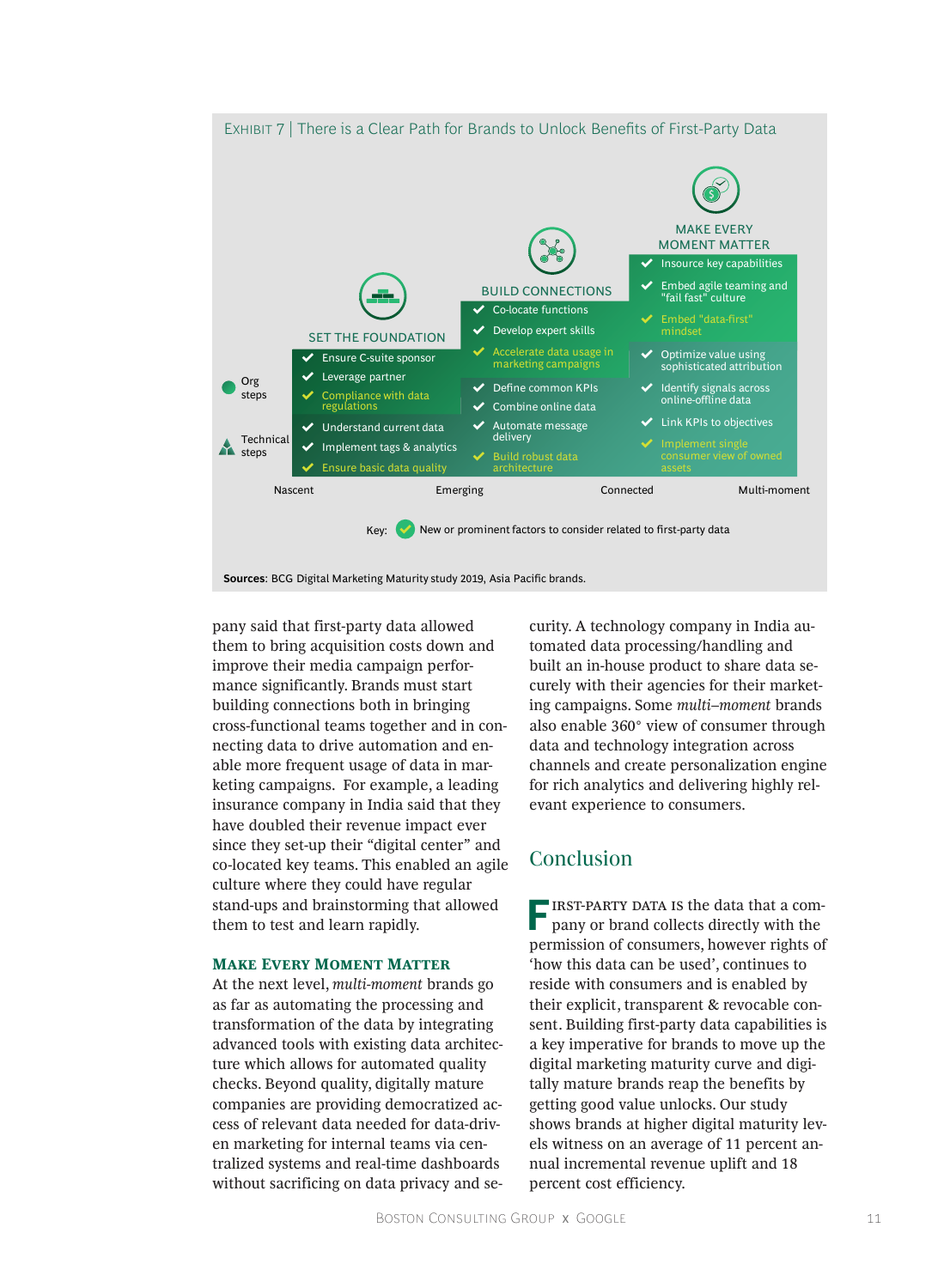Exhibit 7 | There is a Clear Path for Brands to Unlock Benefits of First-Party Data

| | Nascent: SET THE FOUNDATION | Emerging: BUILD CONNECTIONS | Connected: MAKE EVERY MOMENT MATTER |
|---|---|---|---|
| Org steps | Ensure C-suite sponsor; Leverage partner; Compliance with data regulations | Co-locate functions; Develop expert skills; Accelerate data usage in marketing campaigns | Insource key capabilities; Embed agile teaming and "fail fast" culture; Embed "data-first" mindset |
| Technical steps | Understand current data; Implement tags & analytics; Ensure basic data quality | Define common KPIs; Combine online data; Automate message delivery; Build robust data architecture | Optimize value using sophisticated attribution; Identify signals across online-offline data; Link KPIs to objectives; Implement single consumer view of owned assets |

Nascent — Emerging — Connected — Multi-moment

Key: New or prominent factors to consider related to first-party data

**Sources**: BCG Digital Marketing Maturity study 2019, Asia Pacific brands.

pany said that first-party data allowed them to bring acquisition costs down and improve their media campaign performance significantly. Brands must start building connections both in bringing cross-functional teams together and in connecting data to drive automation and enable more frequent usage of data in marketing campaigns. For example, a leading insurance company in India said that they have doubled their revenue impact ever since they set-up their "digital center" and co-located key teams. This enabled an agile culture where they could have regular stand-ups and brainstorming that allowed them to test and learn rapidly.

### Make Every Moment Matter

At the next level, *multi-moment* brands go as far as automating the processing and transformation of the data by integrating advanced tools with existing data architecture which allows for automated quality checks. Beyond quality, digitally mature companies are providing democratized access of relevant data needed for data-driven marketing for internal teams via centralized systems and real-time dashboards without sacrificing on data privacy and security. A technology company in India automated data processing/handling and built an in-house product to share data securely with their agencies for their marketing campaigns. Some *multi–moment* brands also enable 360° view of consumer through data and technology integration across channels and create personalization engine for rich analytics and delivering highly relevant experience to consumers.

## Conclusion

First-party data is the data that a company or brand collects directly with the permission of consumers, however rights of 'how this data can be used', continues to reside with consumers and is enabled by their explicit, transparent & revocable consent. Building first-party data capabilities is a key imperative for brands to move up the digital marketing maturity curve and digitally mature brands reap the benefits by getting good value unlocks. Our study shows brands at higher digital maturity levels witness on an average of 11 percent annual incremental revenue uplift and 18 percent cost efficiency.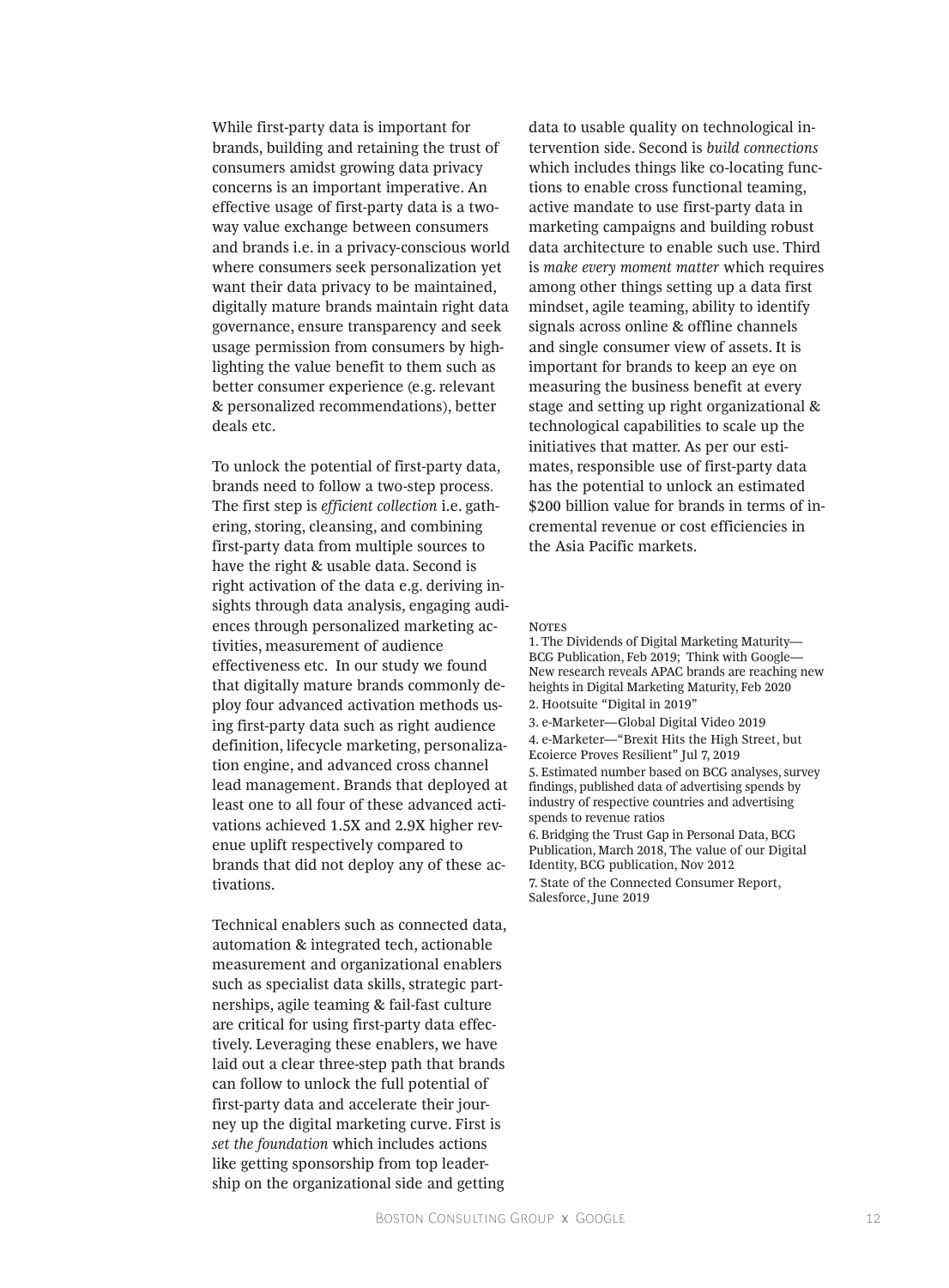While first-party data is important for brands, building and retaining the trust of consumers amidst growing data privacy concerns is an important imperative. An effective usage of first-party data is a two-way value exchange between consumers and brands i.e. in a privacy-conscious world where consumers seek personalization yet want their data privacy to be maintained, digitally mature brands maintain right data governance, ensure transparency and seek usage permission from consumers by highlighting the value benefit to them such as better consumer experience (e.g. relevant & personalized recommendations), better deals etc.

To unlock the potential of first-party data, brands need to follow a two-step process. The first step is *efficient collection* i.e. gathering, storing, cleansing, and combining first-party data from multiple sources to have the right & usable data. Second is right activation of the data e.g. deriving insights through data analysis, engaging audiences through personalized marketing activities, measurement of audience effectiveness etc. In our study we found that digitally mature brands commonly deploy four advanced activation methods using first-party data such as right audience definition, lifecycle marketing, personalization engine, and advanced cross channel lead management. Brands that deployed at least one to all four of these advanced activations achieved 1.5X and 2.9X higher revenue uplift respectively compared to brands that did not deploy any of these activations.

Technical enablers such as connected data, automation & integrated tech, actionable measurement and organizational enablers such as specialist data skills, strategic partnerships, agile teaming & fail-fast culture are critical for using first-party data effectively. Leveraging these enablers, we have laid out a clear three-step path that brands can follow to unlock the full potential of first-party data and accelerate their journey up the digital marketing curve. First is *set the foundation* which includes actions like getting sponsorship from top leadership on the organizational side and getting data to usable quality on technological intervention side. Second is *build connections* which includes things like co-locating functions to enable cross functional teaming, active mandate to use first-party data in marketing campaigns and building robust data architecture to enable such use. Third is *make every moment matter* which requires among other things setting up a data first mindset, agile teaming, ability to identify signals across online & offline channels and single consumer view of assets. It is important for brands to keep an eye on measuring the business benefit at every stage and setting up right organizational & technological capabilities to scale up the initiatives that matter. As per our estimates, responsible use of first-party data has the potential to unlock an estimated $200 billion value for brands in terms of incremental revenue or cost efficiencies in the Asia Pacific markets.

NOTES

1. The Dividends of Digital Marketing Maturity—BCG Publication, Feb 2019; Think with Google—New research reveals APAC brands are reaching new heights in Digital Marketing Maturity, Feb 2020
2. Hootsuite "Digital in 2019"
3. e-Marketer—Global Digital Video 2019
4. e-Marketer—"Brexit Hits the High Street, but Ecoierce Proves Resilient" Jul 7, 2019
5. Estimated number based on BCG analyses, survey findings, published data of advertising spends by industry of respective countries and advertising spends to revenue ratios
6. Bridging the Trust Gap in Personal Data, BCG Publication, March 2018, The value of our Digital Identity, BCG publication, Nov 2012
7. State of the Connected Consumer Report, Salesforce, June 2019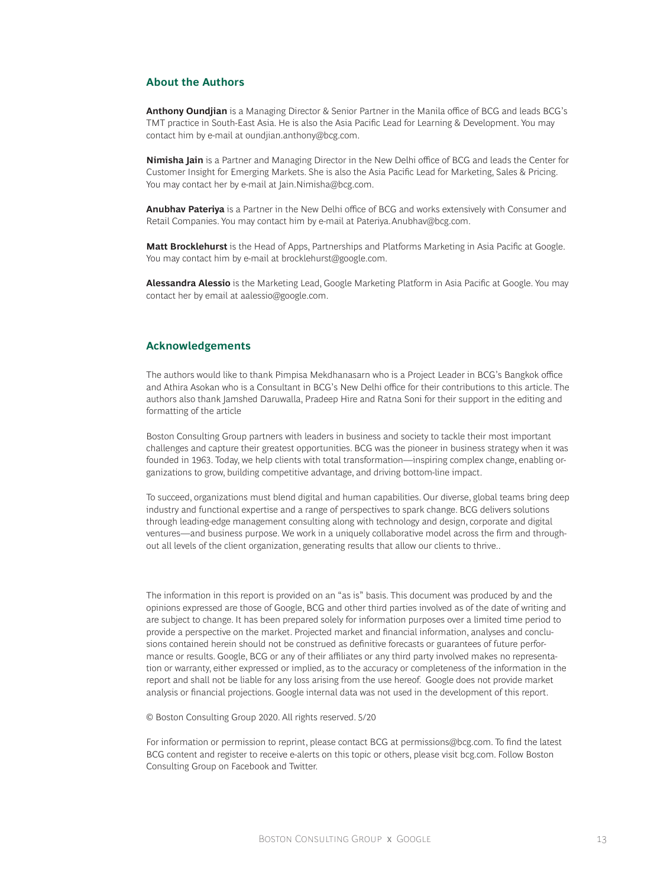## About the Authors

**Anthony Oundjian** is a Managing Director & Senior Partner in the Manila office of BCG and leads BCG's TMT practice in South-East Asia. He is also the Asia Pacific Lead for Learning & Development. You may contact him by e-mail at oundjian.anthony@bcg.com.

**Nimisha Jain** is a Partner and Managing Director in the New Delhi office of BCG and leads the Center for Customer Insight for Emerging Markets. She is also the Asia Pacific Lead for Marketing, Sales & Pricing. You may contact her by e-mail at Jain.Nimisha@bcg.com.

**Anubhav Pateriya** is a Partner in the New Delhi office of BCG and works extensively with Consumer and Retail Companies. You may contact him by e-mail at Pateriya.Anubhav@bcg.com.

**Matt Brocklehurst** is the Head of Apps, Partnerships and Platforms Marketing in Asia Pacific at Google. You may contact him by e-mail at brocklehurst@google.com.

**Alessandra Alessio** is the Marketing Lead, Google Marketing Platform in Asia Pacific at Google. You may contact her by email at aalessio@google.com.

## Acknowledgements

The authors would like to thank Pimpisa Mekdhanasarn who is a Project Leader in BCG's Bangkok office and Athira Asokan who is a Consultant in BCG's New Delhi office for their contributions to this article. The authors also thank Jamshed Daruwalla, Pradeep Hire and Ratna Soni for their support in the editing and formatting of the article

Boston Consulting Group partners with leaders in business and society to tackle their most important challenges and capture their greatest opportunities. BCG was the pioneer in business strategy when it was founded in 1963. Today, we help clients with total transformation—inspiring complex change, enabling organizations to grow, building competitive advantage, and driving bottom-line impact.

To succeed, organizations must blend digital and human capabilities. Our diverse, global teams bring deep industry and functional expertise and a range of perspectives to spark change. BCG delivers solutions through leading-edge management consulting along with technology and design, corporate and digital ventures—and business purpose. We work in a uniquely collaborative model across the firm and throughout all levels of the client organization, generating results that allow our clients to thrive..

The information in this report is provided on an "as is" basis. This document was produced by and the opinions expressed are those of Google, BCG and other third parties involved as of the date of writing and are subject to change. It has been prepared solely for information purposes over a limited time period to provide a perspective on the market. Projected market and financial information, analyses and conclusions contained herein should not be construed as definitive forecasts or guarantees of future performance or results. Google, BCG or any of their affiliates or any third party involved makes no representation or warranty, either expressed or implied, as to the accuracy or completeness of the information in the report and shall not be liable for any loss arising from the use hereof. Google does not provide market analysis or financial projections. Google internal data was not used in the development of this report.

© Boston Consulting Group 2020. All rights reserved. 5/20

For information or permission to reprint, please contact BCG at permissions@bcg.com. To find the latest BCG content and register to receive e-alerts on this topic or others, please visit bcg.com. Follow Boston Consulting Group on Facebook and Twitter.